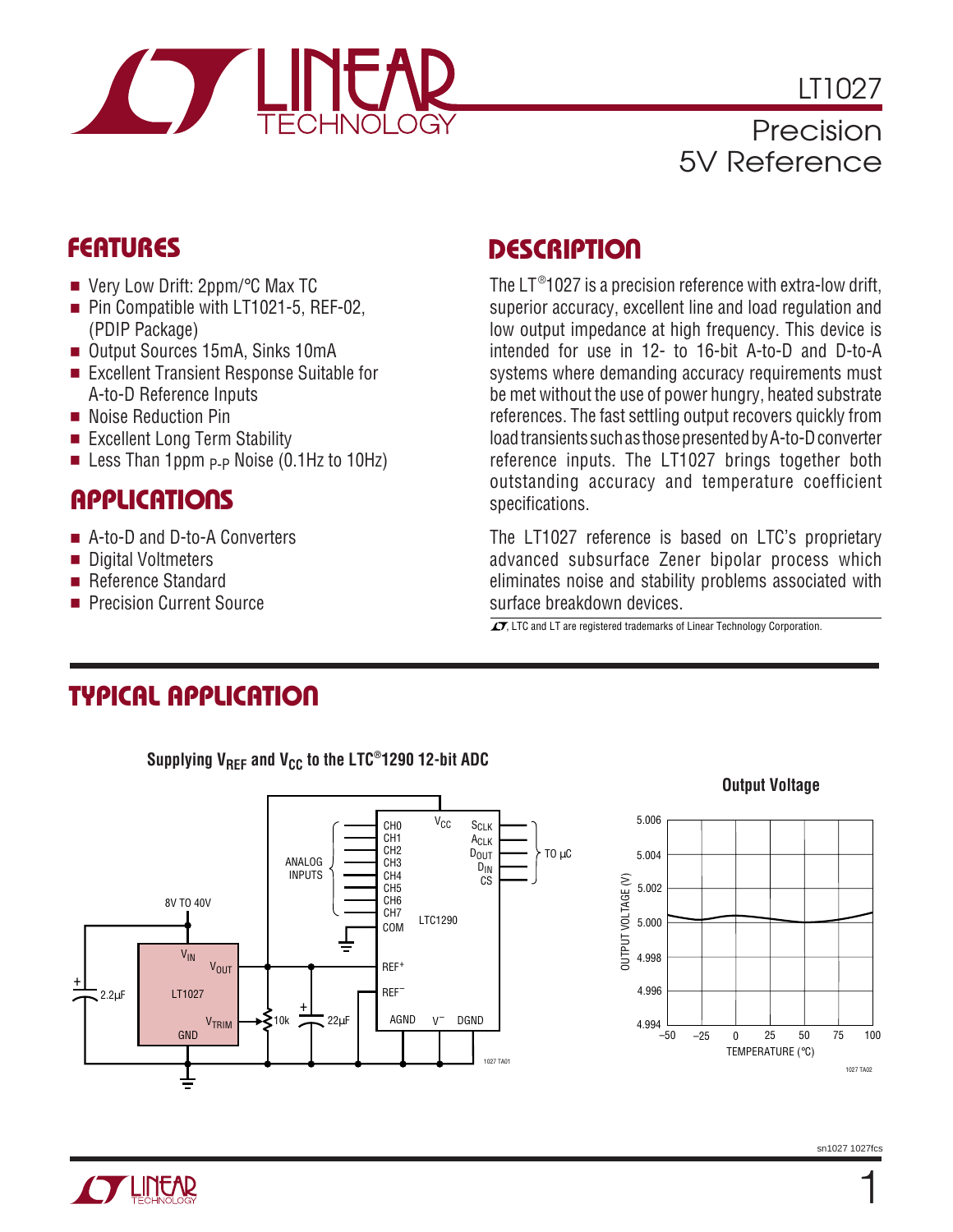# LT1027

## Precision 5V Reference

## FEATURES

- Very Low Drift: 2ppm/°C Max TC
- Pin Compatible with LT1021-5, REF-02, (PDIP Package)
- Output Sources 15mA, Sinks 10mA
- Excellent Transient Response Suitable for A-to-D Reference Inputs
- Noise Reduction Pin
- Excellent Long Term Stability
- Less Than 1ppm $_{P-P}$ Noise (0.1Hz to 10Hz)

## APPLICATIONS

- A-to-D and D-to-A Converters
- Digital Voltmeters
- Reference Standard
- Precision Current Source

## DESCRIPTION

The LT®1027 is a precision reference with extra-low drift, superior accuracy, excellent line and load regulation and low output impedance at high frequency. This device is intended for use in 12- to 16-bit A-to-D and D-to-A systems where demanding accuracy requirements must be met without the use of power hungry, heated substrate references. The fast settling output recovers quickly from load transients such as those presented by A-to-D converter reference inputs. The LT1027 brings together both outstanding accuracy and temperature coefficient specifications.

The LT1027 reference is based on LTC's proprietary advanced subsurface Zener bipolar process which eliminates noise and stability problems associated with surface breakdown devices.

LTC and LT are registered trademarks of Linear Technology Corporation.

## TYPICAL APPLICATION

**Supplying $V_{REF}$ and $V_{CC}$ to the LTC®1290 12-bit ADC**

**Output Voltage**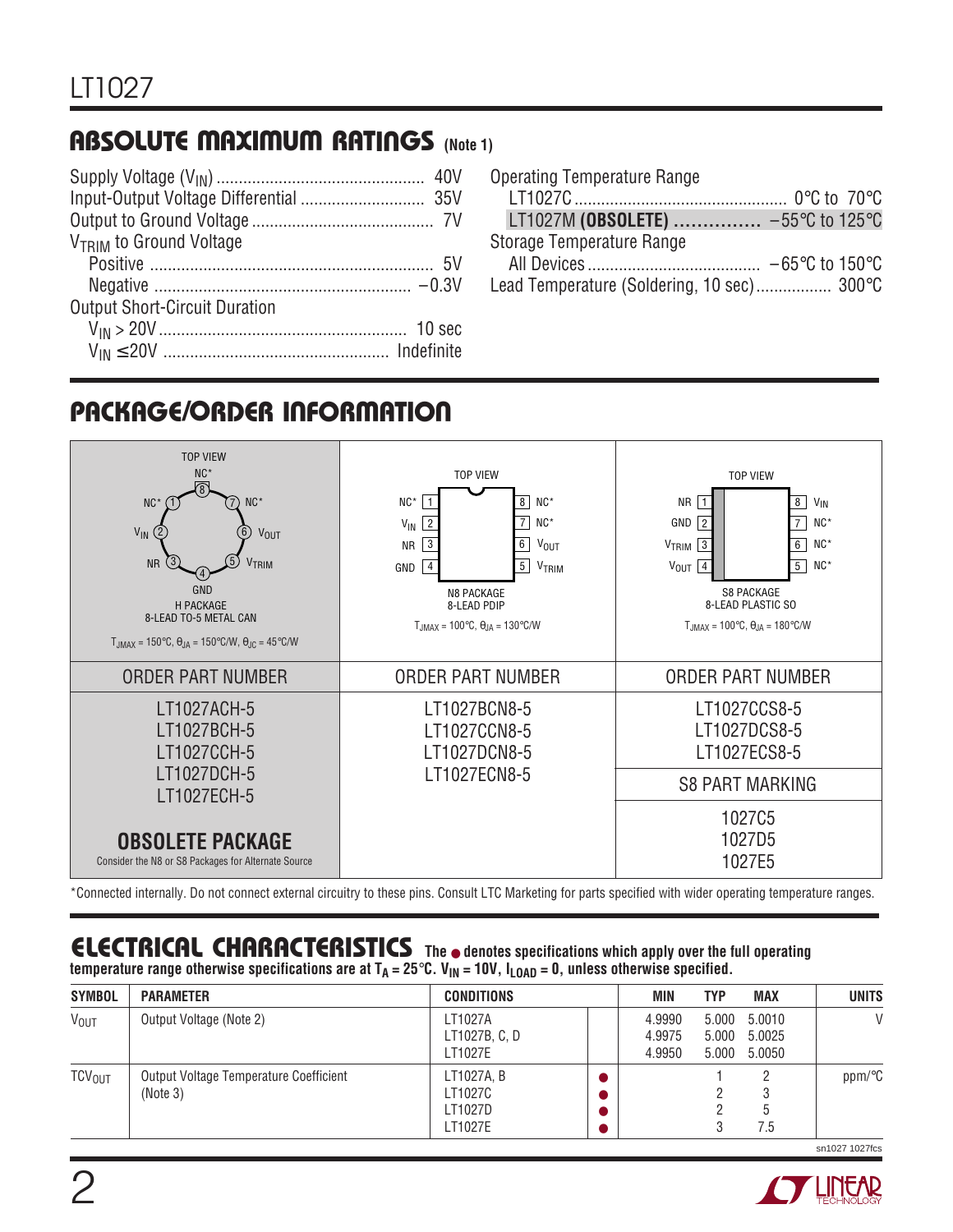## ABSOLUTE MAXIMUM RATINGS (Note 1)

Supply Voltage ($V_{IN}$) .............................................. 40V
Input-Output Voltage Differential ........................... 35V
Output to Ground Voltage ......................................... 7V
$V_{TRIM}$ to Ground Voltage
  Positive ............................................................... 5V
  Negative ......................................................... –0.3V
Output Short-Circuit Duration
  $V_{IN}$ > 20V ........................................................ 10 sec
  $V_{IN}$ ≤ 20V .................................................. Indefinite

Operating Temperature Range
  LT1027C ................................................ 0°C to 70°C
  LT1027M **(OBSOLETE)** ............... –55°C to 125°C
Storage Temperature Range
  All Devices ....................................... –65°C to 150°C
Lead Temperature (Soldering, 10 sec)................. 300°C

## PACKAGE/ORDER INFORMATION

| H PACKAGE 8-LEAD TO-5 METAL CAN (TOP VIEW) | N8 PACKAGE 8-LEAD PDIP (TOP VIEW) | S8 PACKAGE 8-LEAD PLASTIC SO (TOP VIEW) |
|---|---|---|
| Pins: 1 NC*, 2 $V_{IN}$, 3 NR, 4 GND, 5 $V_{TRIM}$, 6 $V_{OUT}$, 7 NC*, 8 NC* | Pins: 1 NC*, 2 $V_{IN}$, 3 NR, 4 GND, 5 $V_{TRIM}$, 6 $V_{OUT}$, 7 NC*, 8 NC* | Pins: 1 NR, 2 GND, 3 $V_{TRIM}$, 4 $V_{OUT}$, 5 NC*, 6 NC*, 7 NC*, 8 $V_{IN}$ |
| $T_{JMAX}$ = 150°C, $\theta_{JA}$ = 150°C/W, $\theta_{JC}$ = 45°C/W | $T_{JMAX}$ = 100°C, $\theta_{JA}$ = 130°C/W | $T_{JMAX}$ = 100°C, $\theta_{JA}$ = 180°C/W |
| **ORDER PART NUMBER** | **ORDER PART NUMBER** | **ORDER PART NUMBER** |
| LT1027ACH-5<br>LT1027BCH-5<br>LT1027CCH-5<br>LT1027DCH-5<br>LT1027ECH-5 | LT1027BCN8-5<br>LT1027CCN8-5<br>LT1027DCN8-5<br>LT1027ECN8-5 | LT1027CCS8-5<br>LT1027DCS8-5<br>LT1027ECS8-5 |
| **OBSOLETE PACKAGE**<br>Consider the N8 or S8 Packages for Alternate Source | | **S8 PART MARKING**<br>1027C5<br>1027D5<br>1027E5 |

*Connected internally. Do not connect external circuitry to these pins. Consult LTC Marketing for parts specified with wider operating temperature ranges.

## ELECTRICAL CHARACTERISTICS

The ● denotes specifications which apply over the full operating temperature range otherwise specifications are at $T_A$ = 25°C. $V_{IN}$ = 10V, $I_{LOAD}$ = 0, unless otherwise specified.

| SYMBOL | PARAMETER | CONDITIONS | | MIN | TYP | MAX | UNITS |
|---|---|---|---|---|---|---|---|
| $V_{OUT}$ | Output Voltage (Note 2) | LT1027A<br>LT1027B, C, D<br>LT1027E | | 4.9990<br>4.9975<br>4.9950 | 5.000<br>5.000<br>5.000 | 5.0010<br>5.0025<br>5.0050 | V |
| $TCV_{OUT}$ | Output Voltage Temperature Coefficient (Note 3) | LT1027A, B<br>LT1027C<br>LT1027D<br>LT1027E | ●<br>●<br>●<br>● | | 1<br>2<br>2<br>3 | 2<br>3<br>5<br>7.5 | ppm/°C |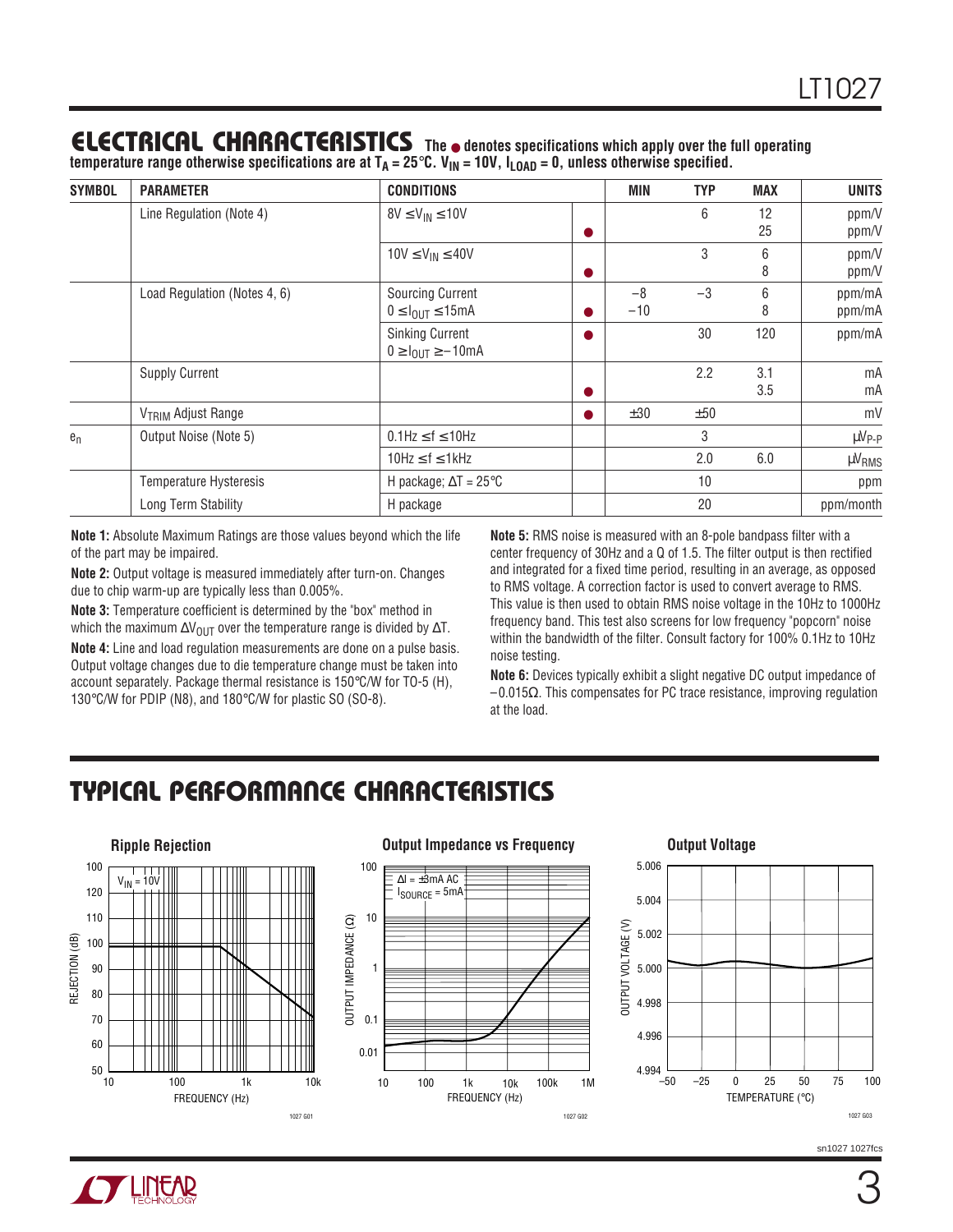## ELECTRICAL CHARACTERISTICS

The ● denotes specifications which apply over the full operating temperature range otherwise specifications are at $T_A = 25°C$. $V_{IN} = 10V$, $I_{LOAD} = 0$, unless otherwise specified.

| SYMBOL | PARAMETER | CONDITIONS | | MIN | TYP | MAX | UNITS |
|---|---|---|---|---|---|---|---|
| | Line Regulation (Note 4) | $8V \le V_{IN} \le 10V$ | | | 6 | 12 | ppm/V |
| | | | ● | | | 25 | ppm/V |
| | | $10V \le V_{IN} \le 40V$ | | | 3 | 6 | ppm/V |
| | | | ● | | | 8 | ppm/V |
| | Load Regulation (Notes 4, 6) | Sourcing Current $0 \le I_{OUT} \le 15mA$ | | –8 | –3 | 6 | ppm/mA |
| | | | ● | –10 | | 8 | ppm/mA |
| | | Sinking Current $0 \ge I_{OUT} \ge -10mA$ | ● | | 30 | 120 | ppm/mA |
| | Supply Current | | | | 2.2 | 3.1 | mA |
| | | | ● | | | 3.5 | mA |
| | $V_{TRIM}$ Adjust Range | | ● | ±30 | ±50 | | mV |
| $e_n$ | Output Noise (Note 5) | $0.1Hz \le f \le 10Hz$ | | | 3 | | $\mu V_{P-P}$ |
| | | $10Hz \le f \le 1kHz$ | | | 2.0 | 6.0 | $\mu V_{RMS}$ |
| | Temperature Hysteresis | H package; $\Delta T = 25°C$ | | | 10 | | ppm |
| | Long Term Stability | H package | | | 20 | | ppm/month |

**Note 1:** Absolute Maximum Ratings are those values beyond which the life of the part may be impaired.

**Note 2:** Output voltage is measured immediately after turn-on. Changes due to chip warm-up are typically less than 0.005%.

**Note 3:** Temperature coefficient is determined by the "box" method in which the maximum $\Delta V_{OUT}$ over the temperature range is divided by $\Delta T$.

**Note 4:** Line and load regulation measurements are done on a pulse basis. Output voltage changes due to die temperature change must be taken into account separately. Package thermal resistance is 150°C/W for TO-5 (H), 130°C/W for PDIP (N8), and 180°C/W for plastic SO (SO-8).

**Note 5:** RMS noise is measured with an 8-pole bandpass filter with a center frequency of 30Hz and a Q of 1.5. The filter output is then rectified and integrated for a fixed time period, resulting in an average, as opposed to RMS voltage. A correction factor is used to convert average to RMS. This value is then used to obtain RMS noise voltage in the 10Hz to 1000Hz frequency band. This test also screens for low frequency "popcorn" noise within the bandwidth of the filter. Consult factory for 100% 0.1Hz to 10Hz noise testing.

**Note 6:** Devices typically exhibit a slight negative DC output impedance of –0.015Ω. This compensates for PC trace resistance, improving regulation at the load.

## TYPICAL PERFORMANCE CHARACTERISTICS

**Ripple Rejection**

1027 G01

**Output Impedance vs Frequency**

1027 G02

**Output Voltage**

1027 G03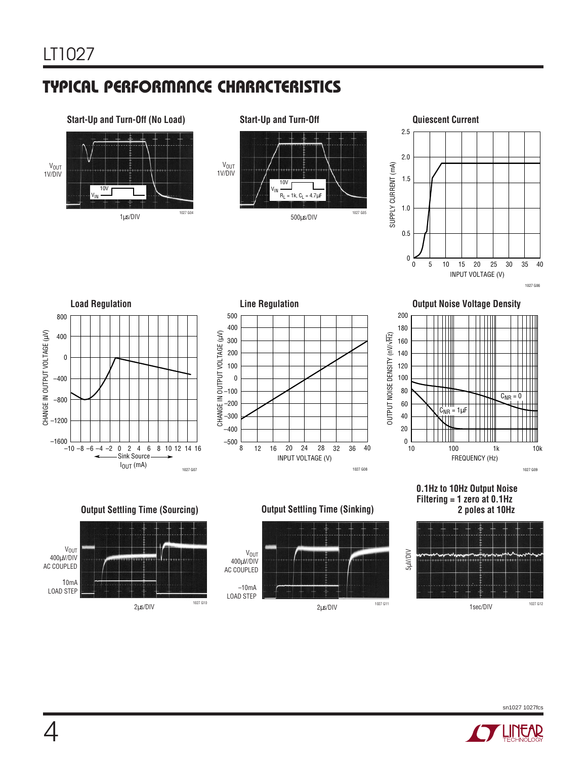## TYPICAL PERFORMANCE CHARACTERISTICS

**Start-Up and Turn-Off (No Load)**

$V_{OUT}$ 1V/DIV

10V $V_{IN}$

1µs/DIV

1027 G04

**Start-Up and Turn-Off**

$V_{OUT}$ 1V/DIV

10V $V_{IN}$ $R_L$ = 1k, $C_L$ = 4.7µF

500µs/DIV

1027 G05

**Quiescent Current**

SUPPLY CURRENT (mA) vs INPUT VOLTAGE (V)

1027 G06

**Load Regulation**

CHANGE IN OUTPUT VOLTAGE (µV) vs $I_{OUT}$ (mA) (Sink / Source)

1027 G07

**Line Regulation**

CHANGE IN OUTPUT VOLTAGE (µV) vs INPUT VOLTAGE (V)

1027 G08

**Output Noise Voltage Density**

OUTPUT NOISE DENSITY (nV/√Hz) vs FREQUENCY (Hz)

$C_{NR}$ = 0

$C_{NR}$ = 1µF

1027 G09

**Output Settling Time (Sourcing)**

$V_{OUT}$ 400µV/DIV AC COUPLED

10mA LOAD STEP

2µs/DIV

1027 G10

**Output Settling Time (Sinking)**

$V_{OUT}$ 400µV/DIV AC COUPLED

–10mA LOAD STEP

2µs/DIV

1027 G11

**0.1Hz to 10Hz Output Noise Filtering = 1 zero at 0.1Hz 2 poles at 10Hz**

5µV/DIV

1sec/DIV

1027 G12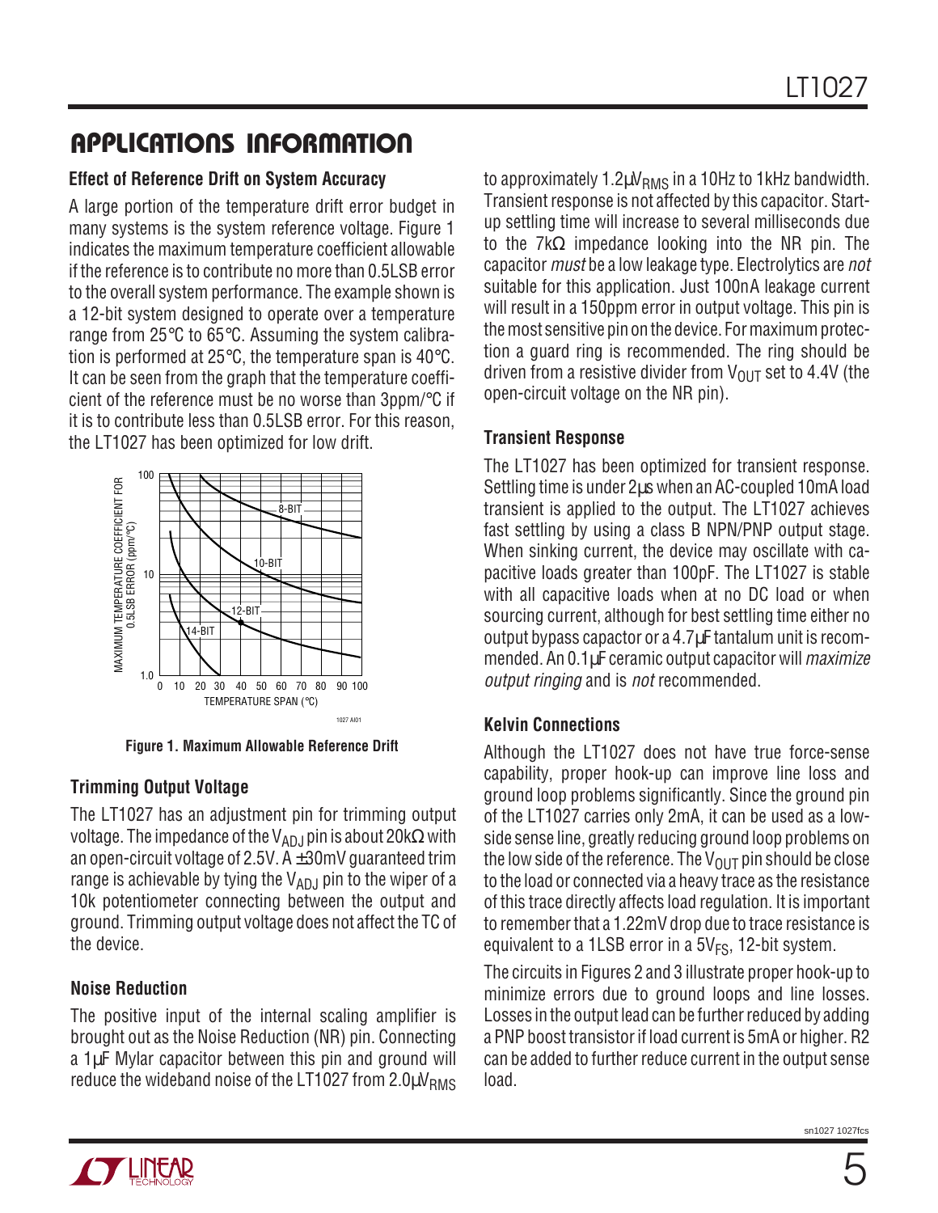## APPLICATIONS INFORMATION

### Effect of Reference Drift on System Accuracy

A large portion of the temperature drift error budget in many systems is the system reference voltage. Figure 1 indicates the maximum temperature coefficient allowable if the reference is to contribute no more than 0.5LSB error to the overall system performance. The example shown is a 12-bit system designed to operate over a temperature range from 25°C to 65°C. Assuming the system calibration is performed at 25°C, the temperature span is 40°C. It can be seen from the graph that the temperature coefficient of the reference must be no worse than 3ppm/°C if it is to contribute less than 0.5LSB error. For this reason, the LT1027 has been optimized for low drift.

**Figure 1. Maximum Allowable Reference Drift**

### Trimming Output Voltage

The LT1027 has an adjustment pin for trimming output voltage. The impedance of the $V_{ADJ}$ pin is about 20kΩ with an open-circuit voltage of 2.5V. A ±30mV guaranteed trim range is achievable by tying the $V_{ADJ}$ pin to the wiper of a 10k potentiometer connecting between the output and ground. Trimming output voltage does not affect the TC of the device.

### Noise Reduction

The positive input of the internal scaling amplifier is brought out as the Noise Reduction (NR) pin. Connecting a 1µF Mylar capacitor between this pin and ground will reduce the wideband noise of the LT1027 from $2.0µV_{RMS}$ to approximately $1.2µV_{RMS}$ in a 10Hz to 1kHz bandwidth. Transient response is not affected by this capacitor. Start-up settling time will increase to several milliseconds due to the 7kΩ impedance looking into the NR pin. The capacitor *must* be a low leakage type. Electrolytics are *not* suitable for this application. Just 100nA leakage current will result in a 150ppm error in output voltage. This pin is the most sensitive pin on the device. For maximum protection a guard ring is recommended. The ring should be driven from a resistive divider from $V_{OUT}$ set to 4.4V (the open-circuit voltage on the NR pin).

### Transient Response

The LT1027 has been optimized for transient response. Settling time is under 2µs when an AC-coupled 10mA load transient is applied to the output. The LT1027 achieves fast settling by using a class B NPN/PNP output stage. When sinking current, the device may oscillate with capacitive loads greater than 100pF. The LT1027 is stable with all capacitive loads when at no DC load or when sourcing current, although for best settling time either no output bypass capacitor or a 4.7µF tantalum unit is recommended. An 0.1µF ceramic output capacitor will *maximize output ringing* and is *not* recommended.

### Kelvin Connections

Although the LT1027 does not have true force-sense capability, proper hook-up can improve line loss and ground loop problems significantly. Since the ground pin of the LT1027 carries only 2mA, it can be used as a low-side sense line, greatly reducing ground loop problems on the low side of the reference. The $V_{OUT}$ pin should be close to the load or connected via a heavy trace as the resistance of this trace directly affects load regulation. It is important to remember that a 1.22mV drop due to trace resistance is equivalent to a 1LSB error in a $5V_{FS}$, 12-bit system.

The circuits in Figures 2 and 3 illustrate proper hook-up to minimize errors due to ground loops and line losses. Losses in the output lead can be further reduced by adding a PNP boost transistor if load current is 5mA or higher. R2 can be added to further reduce current in the output sense load.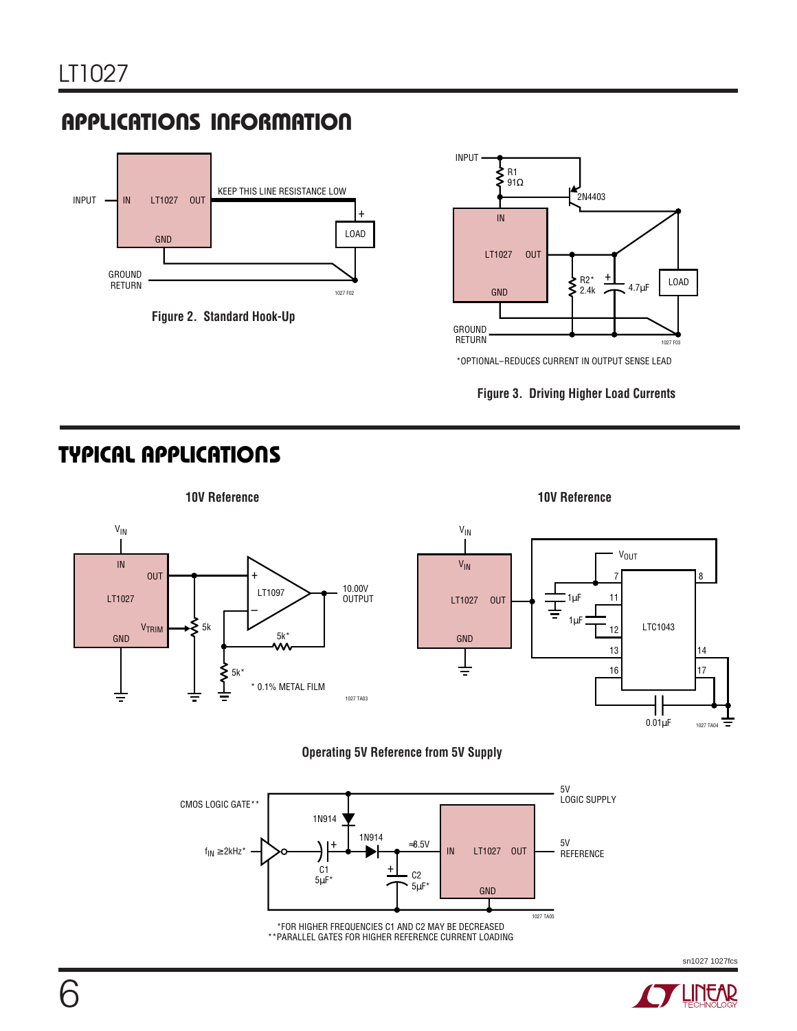## APPLICATIONS INFORMATION

INPUT — IN LT1027 OUT — KEEP THIS LINE RESISTANCE LOW — LOAD

GND — GROUND RETURN

**Figure 2. Standard Hook-Up**

INPUT — R1 91Ω — 2N4403 — IN LT1027 OUT — R2* 2.4k — 4.7µF — LOAD — GND — GROUND RETURN

*OPTIONAL–REDUCES CURRENT IN OUTPUT SENSE LEAD

**Figure 3. Driving Higher Load Currents**

## TYPICAL APPLICATIONS

**10V Reference**

$V_{IN}$ — IN LT1027 OUT — $V_{TRIM}$ — GND — 5k — LT1097 — 10.00V OUTPUT — 5k* — 5k*

\* 0.1% METAL FILM

**10V Reference**

$V_{IN}$ — $V_{IN}$ LT1027 OUT — GND — $V_{OUT}$ — 1µF — 1µF — LTC1043 (pins 7, 8, 11, 12, 13, 14, 16, 17) — 0.01µF

**Operating 5V Reference from 5V Supply**

CMOS LOGIC GATE** — $f_{IN}$ ≥2kHz* — C1 5µF* — 1N914 — 1N914 — ≈8.5V — C2 5µF* — IN LT1027 OUT — GND — 5V LOGIC SUPPLY — 5V REFERENCE

*FOR HIGHER FREQUENCIES C1 AND C2 MAY BE DECREASED
**PARALLEL GATES FOR HIGHER REFERENCE CURRENT LOADING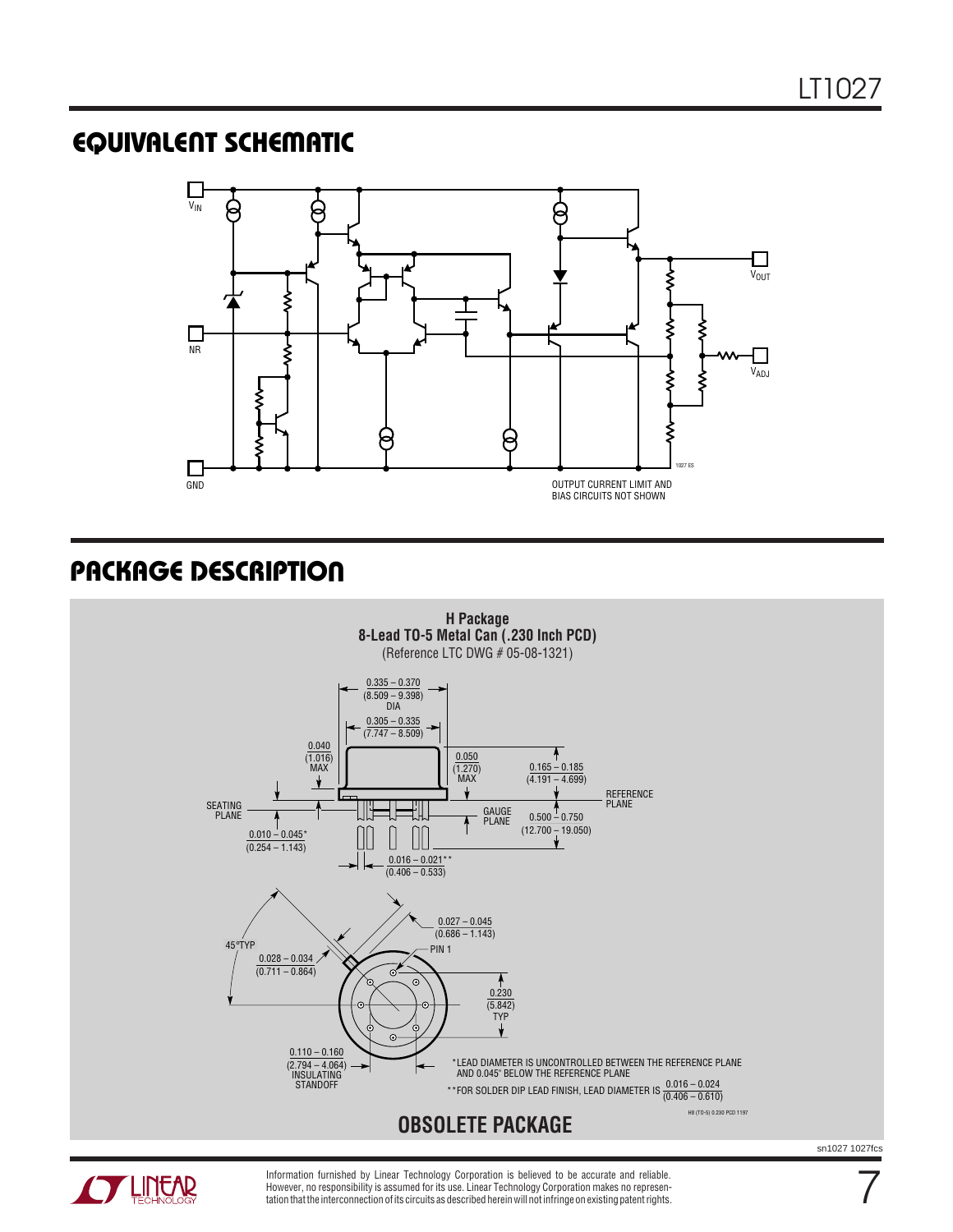## EQUIVALENT SCHEMATIC

$V_{IN}$

NR

GND

$V_{OUT}$

$V_{ADJ}$

1027 ES

OUTPUT CURRENT LIMIT AND BIAS CIRCUITS NOT SHOWN

## PACKAGE DESCRIPTION

**H Package**
**8-Lead TO-5 Metal Can (.230 Inch PCD)**
(Reference LTC DWG # 05-08-1321)

0.335 – 0.370 (8.509 – 9.398) DIA

0.305 – 0.335 (7.747 – 8.509)

0.040 (1.016) MAX

0.050 (1.270) MAX

0.165 – 0.185 (4.191 – 4.699)

REFERENCE PLANE

SEATING PLANE

GAUGE PLANE

0.500 – 0.750 (12.700 – 19.050)

0.010 – 0.045* (0.254 – 1.143)

0.016 – 0.021** (0.406 – 0.533)

45°TYP

0.027 – 0.045 (0.686 – 1.143)

PIN 1

0.028 – 0.034 (0.711 – 0.864)

0.230 (5.842) TYP

0.110 – 0.160 (2.794 – 4.064) INSULATING STANDOFF

*LEAD DIAMETER IS UNCONTROLLED BETWEEN THE REFERENCE PLANE AND 0.045" BELOW THE REFERENCE PLANE

**FOR SOLDER DIP LEAD FINISH, LEAD DIAMETER IS 0.016 – 0.024 (0.406 – 0.610)

H8 (TO-5) 0.230 PCD 1197

**OBSOLETE PACKAGE**

Information furnished by Linear Technology Corporation is believed to be accurate and reliable. However, no responsibility is assumed for its use. Linear Technology Corporation makes no representation that the interconnection of its circuits as described herein will not infringe on existing patent rights.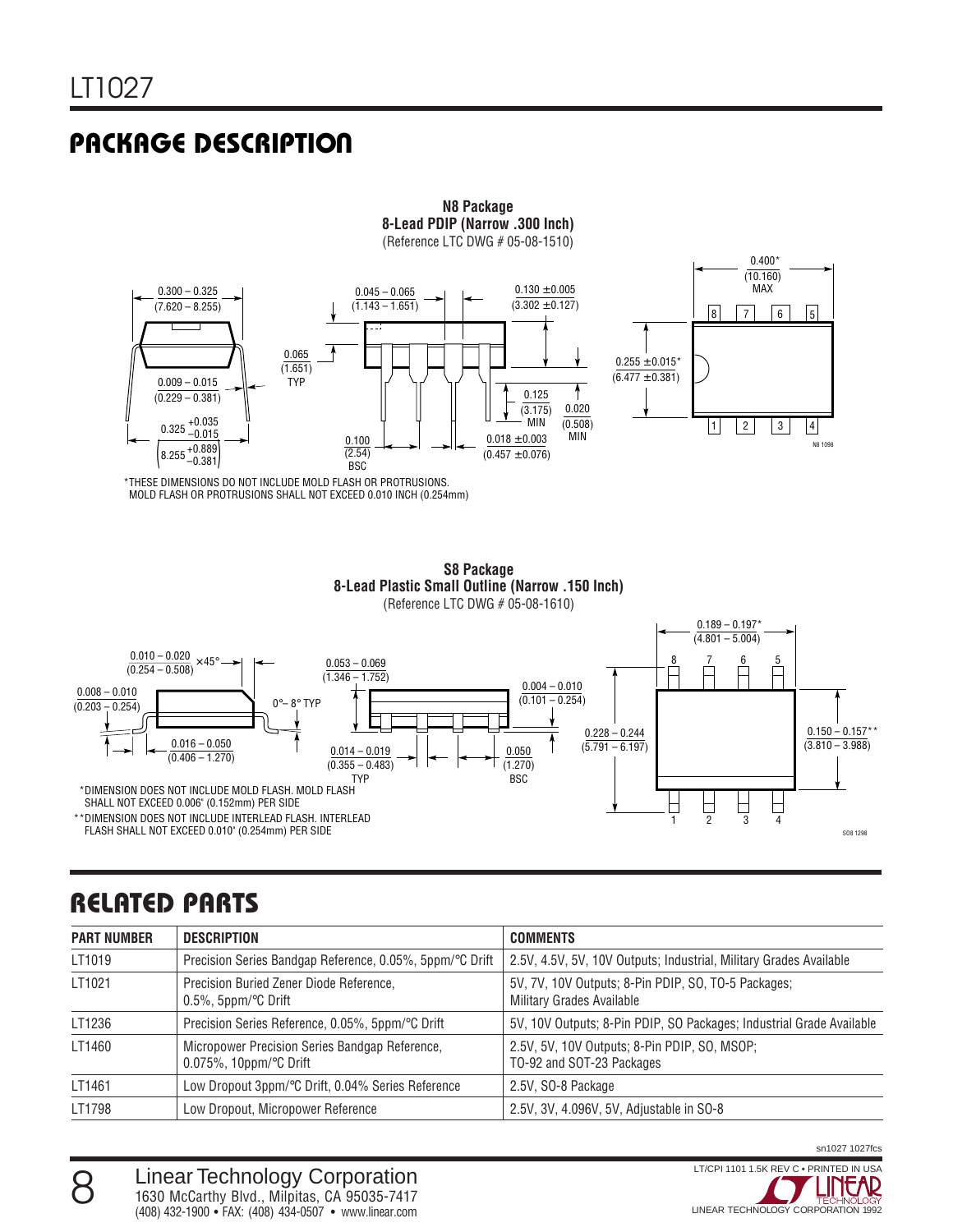## PACKAGE DESCRIPTION

**N8 Package**
**8-Lead PDIP (Narrow .300 Inch)**
(Reference LTC DWG # 05-08-1510)

0.300 – 0.325
(7.620 – 8.255)

0.009 – 0.015
(0.229 – 0.381)

$0.325^{+0.035}_{-0.015}$
$\left(8.255^{+0.889}_{-0.381}\right)$

0.045 – 0.065
(1.143 – 1.651)

0.065
(1.651)
TYP

0.100
(2.54)
BSC

0.130 ±0.005
(3.302 ±0.127)

0.125
(3.175)
MIN

0.020
(0.508)
MIN

0.018 ±0.003
(0.457 ±0.076)

0.400*
(10.160)
MAX

0.255 ±0.015*
(6.477 ±0.381)

8 7 6 5
1 2 3 4

N8 1098

*THESE DIMENSIONS DO NOT INCLUDE MOLD FLASH OR PROTRUSIONS.
MOLD FLASH OR PROTRUSIONS SHALL NOT EXCEED 0.010 INCH (0.254mm)

**S8 Package**
**8-Lead Plastic Small Outline (Narrow .150 Inch)**
(Reference LTC DWG # 05-08-1610)

0.010 – 0.020
(0.254 – 0.508) ×45°

0.008 – 0.010
(0.203 – 0.254)

0°– 8° TYP

0.016 – 0.050
(0.406 – 1.270)

0.053 – 0.069
(1.346 – 1.752)

0.014 – 0.019
(0.355 – 0.483)
TYP

0.050
(1.270)
BSC

0.004 – 0.010
(0.101 – 0.254)

0.189 – 0.197*
(4.801 – 5.004)

0.228 – 0.244
(5.791 – 6.197)

0.150 – 0.157**
(3.810 – 3.988)

8 7 6 5
1 2 3 4

SO8 1298

*DIMENSION DOES NOT INCLUDE MOLD FLASH. MOLD FLASH SHALL NOT EXCEED 0.006" (0.152mm) PER SIDE
**DIMENSION DOES NOT INCLUDE INTERLEAD FLASH. INTERLEAD FLASH SHALL NOT EXCEED 0.010" (0.254mm) PER SIDE

## RELATED PARTS

| PART NUMBER | DESCRIPTION | COMMENTS |
|---|---|---|
| LT1019 | Precision Series Bandgap Reference, 0.05%, 5ppm/°C Drift | 2.5V, 4.5V, 5V, 10V Outputs; Industrial, Military Grades Available |
| LT1021 | Precision Buried Zener Diode Reference, 0.5%, 5ppm/°C Drift | 5V, 7V, 10V Outputs; 8-Pin PDIP, SO, TO-5 Packages; Military Grades Available |
| LT1236 | Precision Series Reference, 0.05%, 5ppm/°C Drift | 5V, 10V Outputs; 8-Pin PDIP, SO Packages; Industrial Grade Available |
| LT1460 | Micropower Precision Series Bandgap Reference, 0.075%, 10ppm/°C Drift | 2.5V, 5V, 10V Outputs; 8-Pin PDIP, SO, MSOP; TO-92 and SOT-23 Packages |
| LT1461 | Low Dropout 3ppm/°C Drift, 0.04% Series Reference | 2.5V, SO-8 Package |
| LT1798 | Low Dropout, Micropower Reference | 2.5V, 3V, 4.096V, 5V, Adjustable in SO-8 |

Linear Technology Corporation
1630 McCarthy Blvd., Milpitas, CA 95035-7417
(408) 432-1900 • FAX: (408) 434-0507 • www.linear.com

LT/CPI 1101 1.5K REV C • PRINTED IN USA
© LINEAR TECHNOLOGY CORPORATION 1992